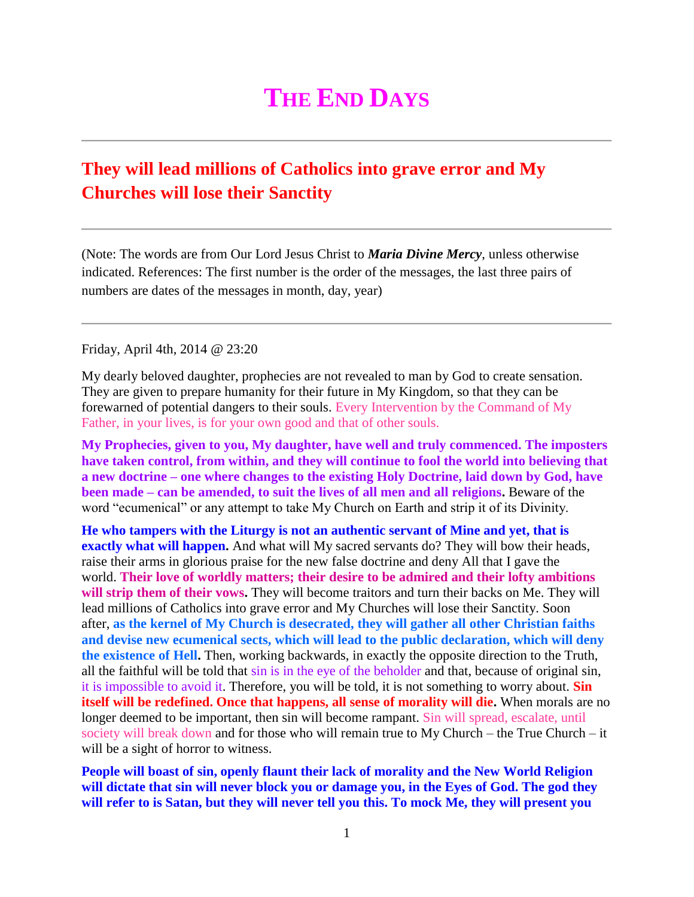# THE END DAYS

## They will lead millions of Catholics into grave error and My Churches will lose their Sanctity

(Note: The words are from Our Lord Jesus Christ to ***Maria Divine Mercy***, unless otherwise indicated. References: The first number is the order of the messages, the last three pairs of numbers are dates of the messages in month, day, year)

Friday, April 4th, 2014 @ 23:20

My dearly beloved daughter, prophecies are not revealed to man by God to create sensation. They are given to prepare humanity for their future in My Kingdom, so that they can be forewarned of potential dangers to their souls. Every Intervention by the Command of My Father, in your lives, is for your own good and that of other souls.

**My Prophecies, given to you, My daughter, have well and truly commenced. The imposters have taken control, from within, and they will continue to fool the world into believing that a new doctrine – one where changes to the existing Holy Doctrine, laid down by God, have been made – can be amended, to suit the lives of all men and all religions.** Beware of the word "ecumenical" or any attempt to take My Church on Earth and strip it of its Divinity.

**He who tampers with the Liturgy is not an authentic servant of Mine and yet, that is exactly what will happen.** And what will My sacred servants do? They will bow their heads, raise their arms in glorious praise for the new false doctrine and deny All that I gave the world. **Their love of worldly matters; their desire to be admired and their lofty ambitions will strip them of their vows.** They will become traitors and turn their backs on Me. They will lead millions of Catholics into grave error and My Churches will lose their Sanctity. Soon after, **as the kernel of My Church is desecrated, they will gather all other Christian faiths and devise new ecumenical sects, which will lead to the public declaration, which will deny the existence of Hell.** Then, working backwards, in exactly the opposite direction to the Truth, all the faithful will be told that sin is in the eye of the beholder and that, because of original sin, it is impossible to avoid it. Therefore, you will be told, it is not something to worry about. **Sin itself will be redefined. Once that happens, all sense of morality will die.** When morals are no longer deemed to be important, then sin will become rampant. Sin will spread, escalate, until society will break down and for those who will remain true to My Church – the True Church – it will be a sight of horror to witness.

**People will boast of sin, openly flaunt their lack of morality and the New World Religion will dictate that sin will never block you or damage you, in the Eyes of God. The god they will refer to is Satan, but they will never tell you this. To mock Me, they will present you**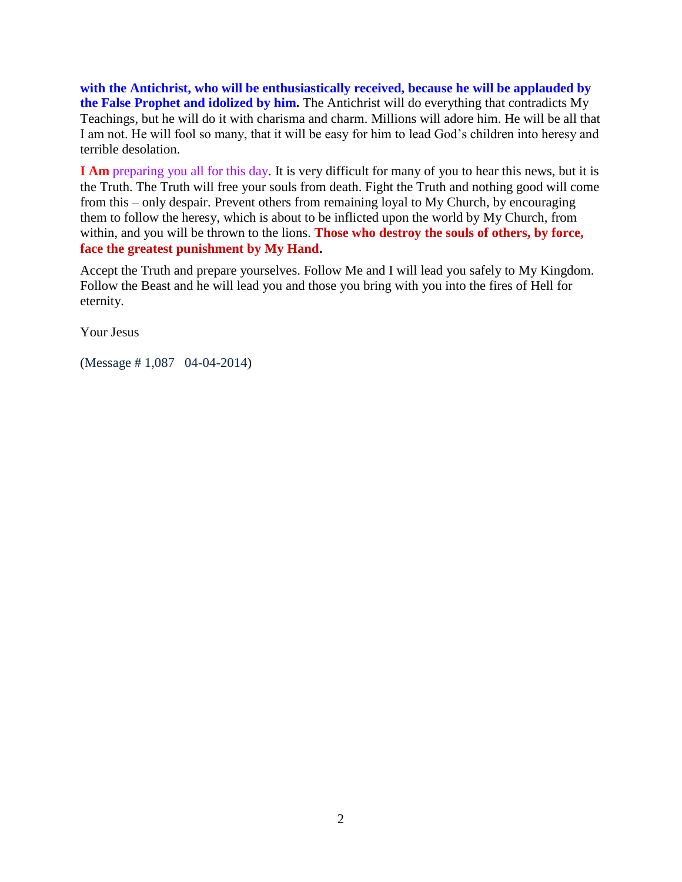**with the Antichrist, who will be enthusiastically received, because he will be applauded by the False Prophet and idolized by him.** The Antichrist will do everything that contradicts My Teachings, but he will do it with charisma and charm. Millions will adore him. He will be all that I am not. He will fool so many, that it will be easy for him to lead God's children into heresy and terrible desolation.

**I Am** preparing you all for this day. It is very difficult for many of you to hear this news, but it is the Truth. The Truth will free your souls from death. Fight the Truth and nothing good will come from this – only despair. Prevent others from remaining loyal to My Church, by encouraging them to follow the heresy, which is about to be inflicted upon the world by My Church, from within, and you will be thrown to the lions. **Those who destroy the souls of others, by force, face the greatest punishment by My Hand.**

Accept the Truth and prepare yourselves. Follow Me and I will lead you safely to My Kingdom. Follow the Beast and he will lead you and those you bring with you into the fires of Hell for eternity.

Your Jesus

(Message # 1,087 04-04-2014)